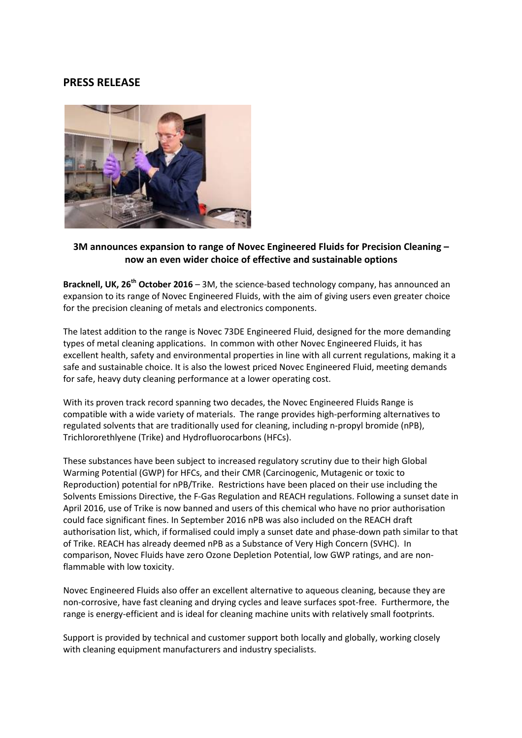## PRESS RELEASE

### 3M announces expansion to range of Novec Engineered Fluids for Precision Cleaning – now an even wider choice of effective and sustainable options

**Bracknell, UK, 26th October 2016** – 3M, the science-based technology company, has announced an expansion to its range of Novec Engineered Fluids, with the aim of giving users even greater choice for the precision cleaning of metals and electronics components.

The latest addition to the range is Novec 73DE Engineered Fluid, designed for the more demanding types of metal cleaning applications. In common with other Novec Engineered Fluids, it has excellent health, safety and environmental properties in line with all current regulations, making it a safe and sustainable choice. It is also the lowest priced Novec Engineered Fluid, meeting demands for safe, heavy duty cleaning performance at a lower operating cost.

With its proven track record spanning two decades, the Novec Engineered Fluids Range is compatible with a wide variety of materials. The range provides high-performing alternatives to regulated solvents that are traditionally used for cleaning, including n-propyl bromide (nPB), Trichlororethlyene (Trike) and Hydrofluorocarbons (HFCs).

These substances have been subject to increased regulatory scrutiny due to their high Global Warming Potential (GWP) for HFCs, and their CMR (Carcinogenic, Mutagenic or toxic to Reproduction) potential for nPB/Trike. Restrictions have been placed on their use including the Solvents Emissions Directive, the F-Gas Regulation and REACH regulations. Following a sunset date in April 2016, use of Trike is now banned and users of this chemical who have no prior authorisation could face significant fines. In September 2016 nPB was also included on the REACH draft authorisation list, which, if formalised could imply a sunset date and phase-down path similar to that of Trike. REACH has already deemed nPB as a Substance of Very High Concern (SVHC). In comparison, Novec Fluids have zero Ozone Depletion Potential, low GWP ratings, and are non-flammable with low toxicity.

Novec Engineered Fluids also offer an excellent alternative to aqueous cleaning, because they are non-corrosive, have fast cleaning and drying cycles and leave surfaces spot-free. Furthermore, the range is energy-efficient and is ideal for cleaning machine units with relatively small footprints.

Support is provided by technical and customer support both locally and globally, working closely with cleaning equipment manufacturers and industry specialists.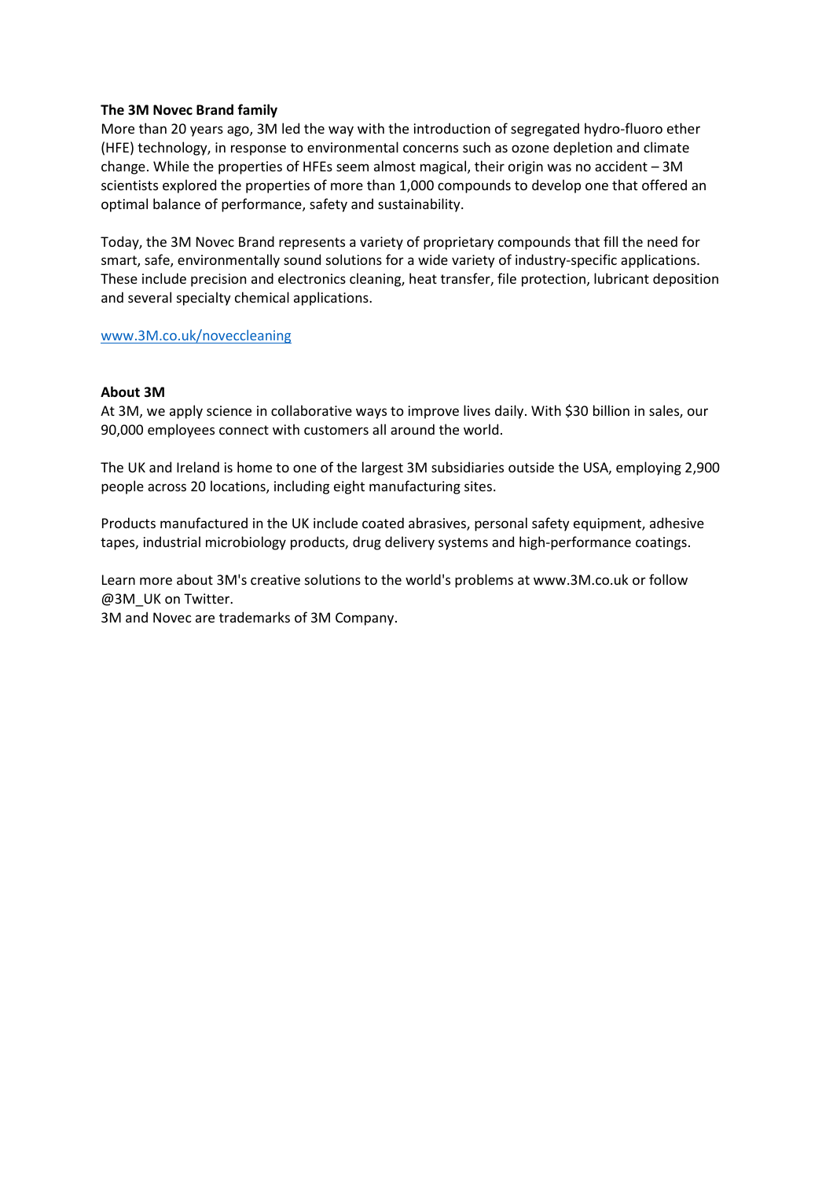**The 3M Novec Brand family**

More than 20 years ago, 3M led the way with the introduction of segregated hydro-fluoro ether (HFE) technology, in response to environmental concerns such as ozone depletion and climate change. While the properties of HFEs seem almost magical, their origin was no accident – 3M scientists explored the properties of more than 1,000 compounds to develop one that offered an optimal balance of performance, safety and sustainability.

Today, the 3M Novec Brand represents a variety of proprietary compounds that fill the need for smart, safe, environmentally sound solutions for a wide variety of industry-specific applications. These include precision and electronics cleaning, heat transfer, file protection, lubricant deposition and several specialty chemical applications.

[www.3M.co.uk/noveccleaning](www.3M.co.uk/noveccleaning)

**About 3M**

At 3M, we apply science in collaborative ways to improve lives daily. With $30 billion in sales, our 90,000 employees connect with customers all around the world.

The UK and Ireland is home to one of the largest 3M subsidiaries outside the USA, employing 2,900 people across 20 locations, including eight manufacturing sites.

Products manufactured in the UK include coated abrasives, personal safety equipment, adhesive tapes, industrial microbiology products, drug delivery systems and high-performance coatings.

Learn more about 3M's creative solutions to the world's problems at www.3M.co.uk or follow @3M_UK on Twitter.
3M and Novec are trademarks of 3M Company.